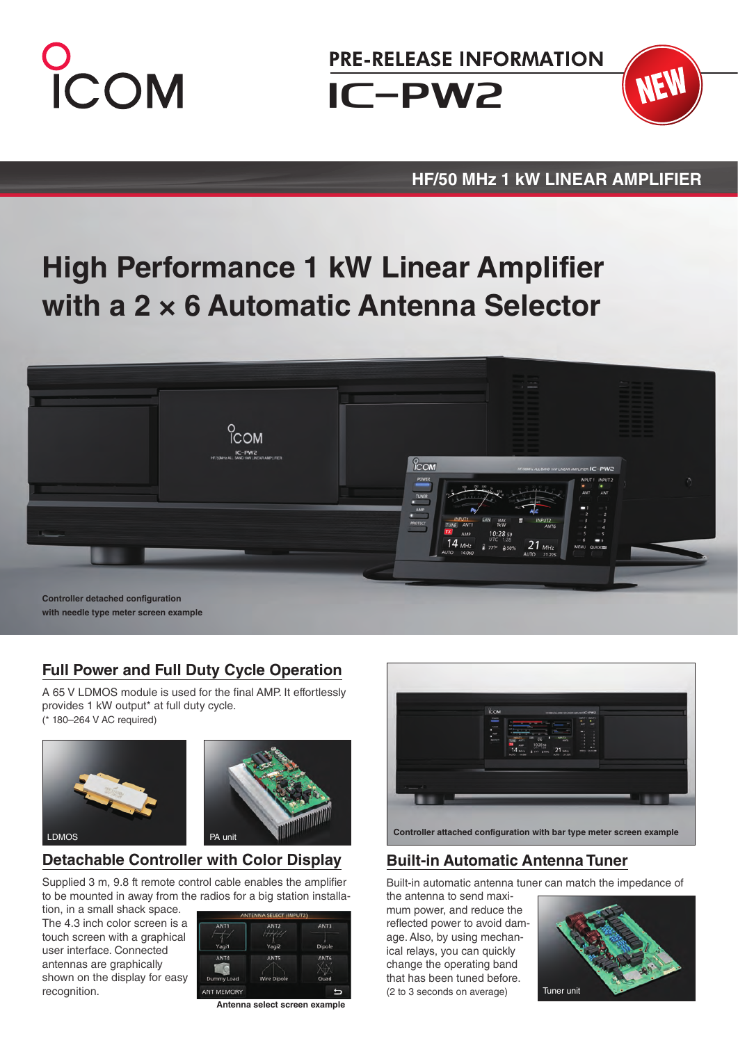ICOM

# PRE-RELEASE INFORMATION

# IC-PW2

NEW

**HF/50 MHz 1 kW LINEAR AMPLIFIER**

# High Performance 1 kW Linear Amplifier with a 2 × 6 Automatic Antenna Selector

**Controller detached configuration with needle type meter screen example**

## Full Power and Full Duty Cycle Operation

A 65 V LDMOS module is used for the final AMP. It effortlessly provides 1 kW output* at full duty cycle.
(* 180–264 V AC required)

LDMOS

PA unit

## Detachable Controller with Color Display

Supplied 3 m, 9.8 ft remote control cable enables the amplifier to be mounted in away from the radios for a big station installation, in a small shack space. The 4.3 inch color screen is a touch screen with a graphical user interface. Connected antennas are graphically shown on the display for easy recognition.

**Antenna select screen example**

**Controller attached configuration with bar type meter screen example**

## Built-in Automatic Antenna Tuner

Built-in automatic antenna tuner can match the impedance of the antenna to send maximum power, and reduce the reflected power to avoid damage. Also, by using mechanical relays, you can quickly change the operating band that has been tuned before.
(2 to 3 seconds on average)

Tuner unit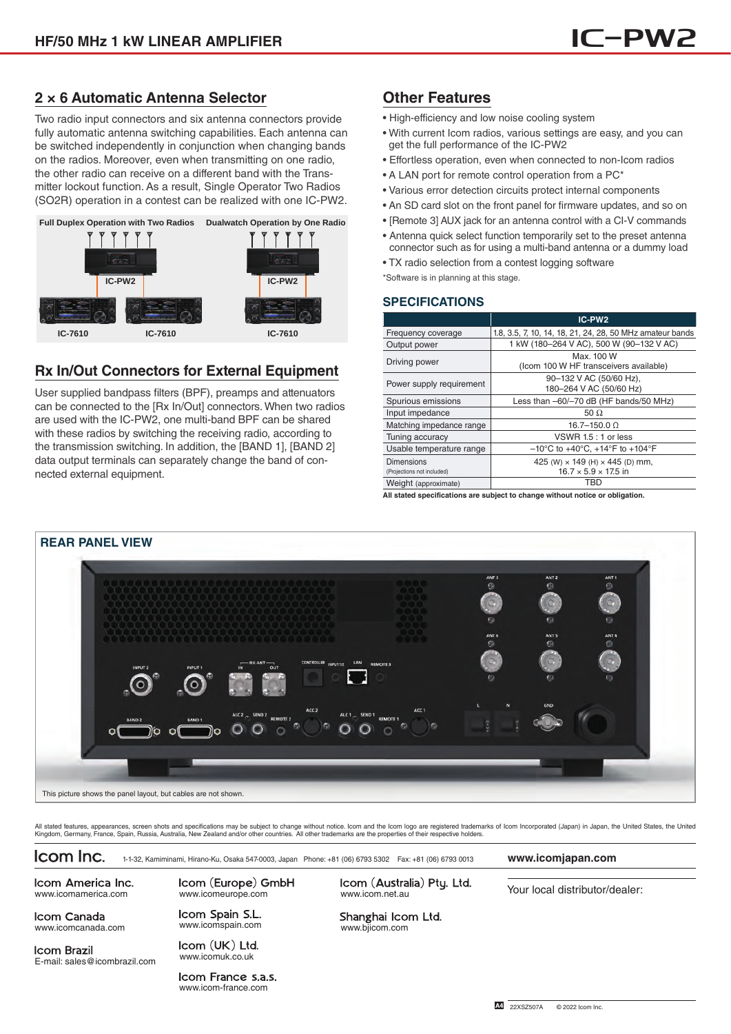## 2 × 6 Automatic Antenna Selector

Two radio input connectors and six antenna connectors provide fully automatic antenna switching capabilities. Each antenna can be switched independently in conjunction when changing bands on the radios. Moreover, even when transmitting on one radio, the other radio can receive on a different band with the Transmitter lockout function. As a result, Single Operator Two Radios (SO2R) operation in a contest can be realized with one IC-PW2.

Full Duplex Operation with Two Radios

IC-PW2

IC-7610 IC-7610

Dualwatch Operation by One Radio

IC-PW2

IC-7610

## Rx In/Out Connectors for External Equipment

User supplied bandpass filters (BPF), preamps and attenuators can be connected to the [Rx In/Out] connectors. When two radios are used with the IC-PW2, one multi-band BPF can be shared with these radios by switching the receiving radio, according to the transmission switching. In addition, the [BAND 1], [BAND 2] data output terminals can separately change the band of connected external equipment.

## Other Features

- High-efficiency and low noise cooling system
- With current Icom radios, various settings are easy, and you can get the full performance of the IC-PW2
- Effortless operation, even when connected to non-Icom radios
- A LAN port for remote control operation from a PC*
- Various error detection circuits protect internal components
- An SD card slot on the front panel for firmware updates, and so on
- [Remote 3] AUX jack for an antenna control with a CI-V commands
- Antenna quick select function temporarily set to the preset antenna connector such as for using a multi-band antenna or a dummy load
- TX radio selection from a contest logging software

*Software is in planning at this stage.

## SPECIFICATIONS

| | IC-PW2 |
|---|---|
| Frequency coverage | 1.8, 3.5, 7, 10, 14, 18, 21, 24, 28, 50 MHz amateur bands |
| Output power | 1 kW (180–264 V AC), 500 W (90–132 V AC) |
| Driving power | Max. 100 W (Icom 100 W HF transceivers available) |
| Power supply requirement | 90–132 V AC (50/60 Hz), 180–264 V AC (50/60 Hz) |
| Spurious emissions | Less than –60/–70 dB (HF bands/50 MHz) |
| Input impedance | 50 Ω |
| Matching impedance range | 16.7–150.0 Ω |
| Tuning accuracy | VSWR 1.5 : 1 or less |
| Usable temperature range | –10°C to +40°C, +14°F to +104°F |
| Dimensions (Projections not included) | 425 (W) × 149 (H) × 445 (D) mm, 16.7 × 5.9 × 17.5 in |
| Weight (approximate) | TBD |

**All stated specifications are subject to change without notice or obligation.**

## REAR PANEL VIEW

This picture shows the panel layout, but cables are not shown.

All stated features, appearances, screen shots and specifications may be subject to change without notice. Icom and the Icom logo are registered trademarks of Icom Incorporated (Japan) in Japan, the United States, the United Kingdom, Germany, France, Spain, Russia, Australia, New Zealand and/or other countries. All other trademarks are the properties of their respective holders.

**Icom Inc.** 1-1-32, Kamiminami, Hirano-Ku, Osaka 547-0003, Japan Phone: +81 (06) 6793 5302 Fax: +81 (06) 6793 0013 **www.icomjapan.com**

**Icom America Inc.**
www.icomamerica.com

**Icom Canada**
www.icomcanada.com

**Icom Brazil**
E-mail: sales@icombrazil.com

**Icom (Europe) GmbH**
www.icomeurope.com

**Icom Spain S.L.**
www.icomspain.com

**Icom (UK) Ltd.**
www.icomuk.co.uk

**Icom France s.a.s.**
www.icom-france.com

**Icom (Australia) Pty. Ltd.**
www.icom.net.au

**Shanghai Icom Ltd.**
www.bjicom.com

Your local distributor/dealer:

22XSZ507A © 2022 Icom Inc.